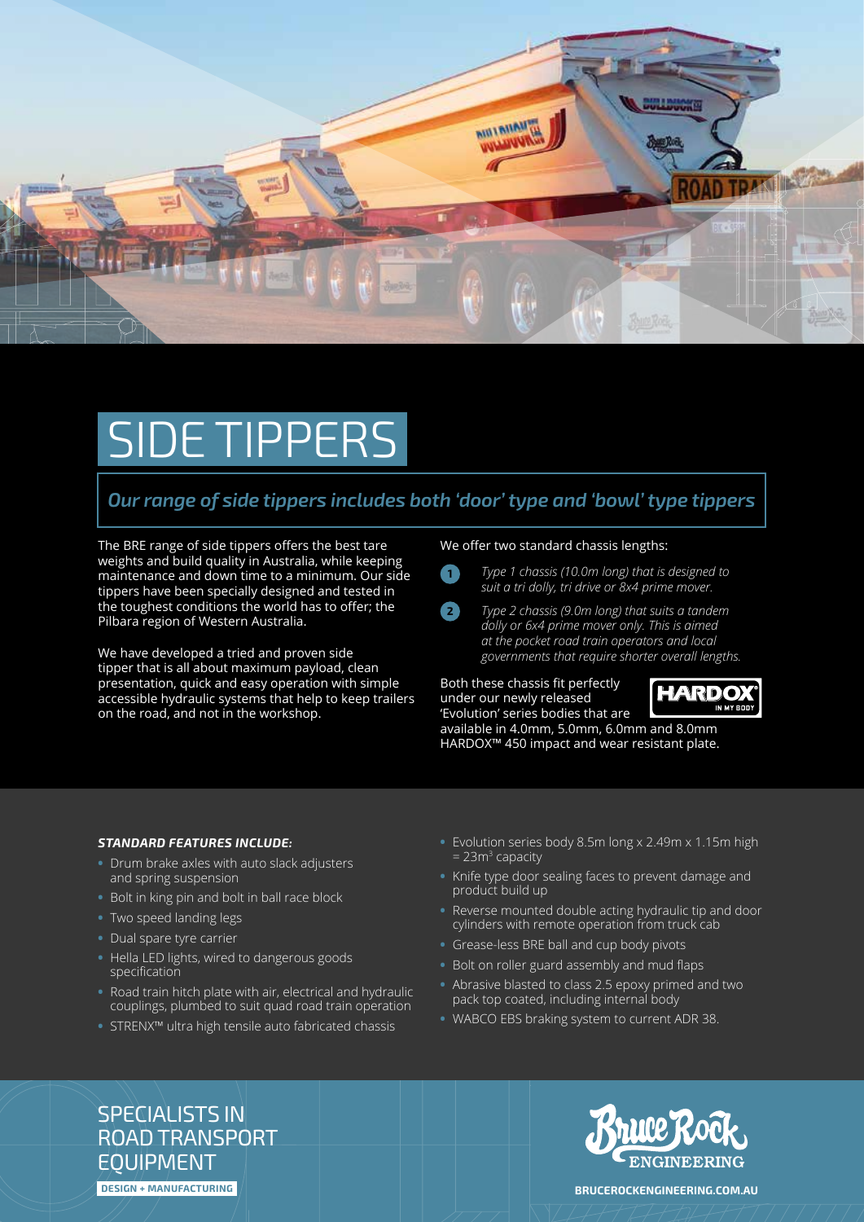# SIDE TIPPERS

## *Our range of side tippers includes both 'door' type and 'bowl' type tippers*

The BRE range of side tippers offers the best tare weights and build quality in Australia, while keeping maintenance and down time to a minimum. Our side tippers have been specially designed and tested in the toughest conditions the world has to offer; the Pilbara region of Western Australia.

We have developed a tried and proven side tipper that is all about maximum payload, clean presentation, quick and easy operation with simple accessible hydraulic systems that help to keep trailers on the road, and not in the workshop.

We offer two standard chassis lengths:

1. *Type 1 chassis (10.0m long) that is designed to suit a tri dolly, tri drive or 8x4 prime mover.*
2. *Type 2 chassis (9.0m long) that suits a tandem dolly or 6x4 prime mover only. This is aimed at the pocket road train operators and local governments that require shorter overall lengths.*

Both these chassis fit perfectly under our newly released 'Evolution' series bodies that are available in 4.0mm, 5.0mm, 6.0mm and 8.0mm HARDOX™ 450 impact and wear resistant plate.

HARDOX® IN MY BODY

***STANDARD FEATURES INCLUDE:***

- Drum brake axles with auto slack adjusters and spring suspension
- Bolt in king pin and bolt in ball race block
- Two speed landing legs
- Dual spare tyre carrier
- Hella LED lights, wired to dangerous goods specification
- Road train hitch plate with air, electrical and hydraulic couplings, plumbed to suit quad road train operation
- STRENX™ ultra high tensile auto fabricated chassis
- Evolution series body 8.5m long x 2.49m x 1.15m high = 23m$^3$ capacity
- Knife type door sealing faces to prevent damage and product build up
- Reverse mounted double acting hydraulic tip and door cylinders with remote operation from truck cab
- Grease-less BRE ball and cup body pivots
- Bolt on roller guard assembly and mud flaps
- Abrasive blasted to class 2.5 epoxy primed and two pack top coated, including internal body
- WABCO EBS braking system to current ADR 38.

SPECIALISTS IN ROAD TRANSPORT EQUIPMENT

DESIGN + MANUFACTURING

Bruce Rock ENGINEERING

BRUCEROCKENGINEERING.COM.AU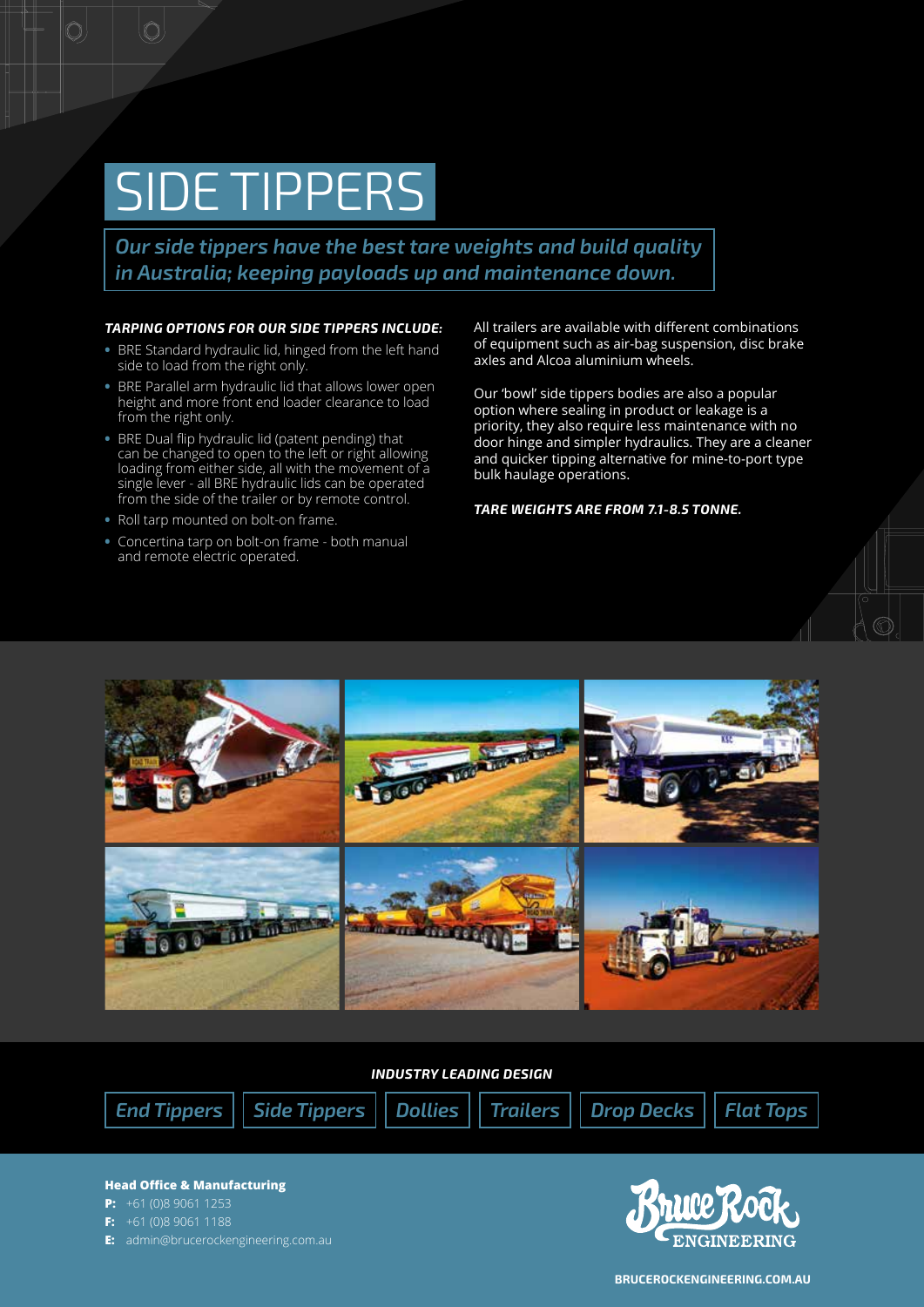# SIDE TIPPERS

***Our side tippers have the best tare weights and build quality in Australia; keeping payloads up and maintenance down.***

***TARPING OPTIONS FOR OUR SIDE TIPPERS INCLUDE:***

- BRE Standard hydraulic lid, hinged from the left hand side to load from the right only.
- BRE Parallel arm hydraulic lid that allows lower open height and more front end loader clearance to load from the right only.
- BRE Dual flip hydraulic lid (patent pending) that can be changed to open to the left or right allowing loading from either side, all with the movement of a single lever - all BRE hydraulic lids can be operated from the side of the trailer or by remote control.
- Roll tarp mounted on bolt-on frame.
- Concertina tarp on bolt-on frame - both manual and remote electric operated.

All trailers are available with different combinations of equipment such as air-bag suspension, disc brake axles and Alcoa aluminium wheels.

Our 'bowl' side tippers bodies are also a popular option where sealing in product or leakage is a priority, they also require less maintenance with no door hinge and simpler hydraulics. They are a cleaner and quicker tipping alternative for mine-to-port type bulk haulage operations.

***TARE WEIGHTS ARE FROM 7.1-8.5 TONNE.***

***INDUSTRY LEADING DESIGN***

*End Tippers* | *Side Tippers* | *Dollies* | *Trailers* | *Drop Decks* | *Flat Tops*

**Head Office & Manufacturing**

**P:** +61 (0)8 9061 1253
**F:** +61 (0)8 9061 1188
**E:** admin@brucerockengineering.com.au

Bruce Rock ENGINEERING

BRUCEROCKENGINEERING.COM.AU